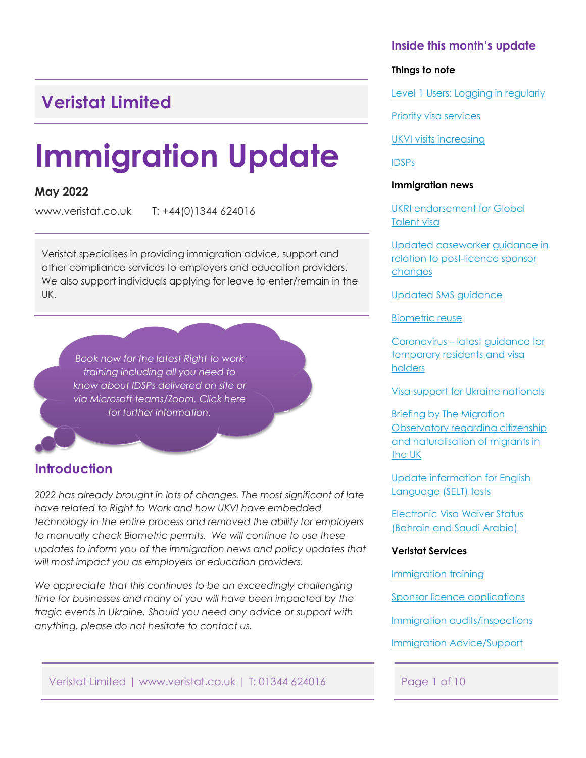## Veristat Limited

# Immigration Update

**May 2022**

www.veristat.co.uk T: +44(0)1344 624016

Veristat specialises in providing immigration advice, support and other compliance services to employers and education providers. We also support individuals applying for leave to enter/remain in the UK.

*Book now for the latest Right to work training including all you need to know about IDSPs delivered on site or via Microsoft teams/Zoom. Click here for further information.*

## Introduction

*2022 has already brought in lots of changes. The most significant of late have related to Right to Work and how UKVI have embedded technology in the entire process and removed the ability for employers to manually check Biometric permits. We will continue to use these updates to inform you of the immigration news and policy updates that will most impact you as employers or education providers.*

*We appreciate that this continues to be an exceedingly challenging time for businesses and many of you will have been impacted by the tragic events in Ukraine. Should you need any advice or support with anything, please do not hesitate to contact us.*

## Inside this month's update

**Things to note**

- Level 1 Users: Logging in regularly
- Priority visa services
- UKVI visits increasing
- IDSPs

**Immigration news**

- UKRI endorsement for Global Talent visa
- Updated caseworker guidance in relation to post-licence sponsor changes
- Updated SMS guidance
- Biometric reuse
- Coronavirus – latest guidance for temporary residents and visa holders
- Visa support for Ukraine nationals
- Briefing by The Migration Observatory regarding citizenship and naturalisation of migrants in the UK
- Update information for English Language (SELT) tests
- Electronic Visa Waiver Status (Bahrain and Saudi Arabia)

**Veristat Services**

- Immigration training
- Sponsor licence applications
- Immigration audits/inspections
- Immigration Advice/Support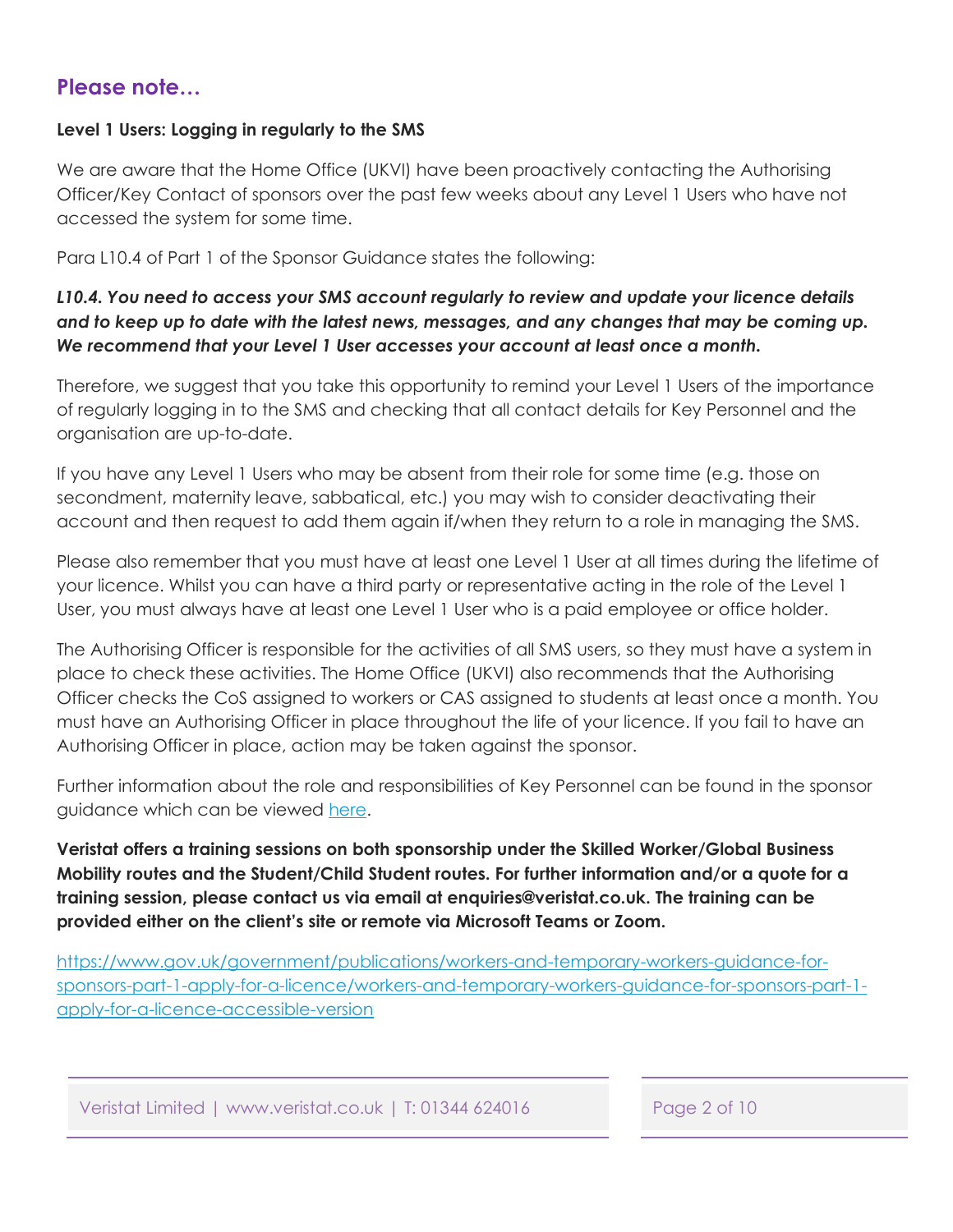## Please note…

**Level 1 Users: Logging in regularly to the SMS**

We are aware that the Home Office (UKVI) have been proactively contacting the Authorising Officer/Key Contact of sponsors over the past few weeks about any Level 1 Users who have not accessed the system for some time.

Para L10.4 of Part 1 of the Sponsor Guidance states the following:

***L10.4. You need to access your SMS account regularly to review and update your licence details and to keep up to date with the latest news, messages, and any changes that may be coming up. We recommend that your Level 1 User accesses your account at least once a month.***

Therefore, we suggest that you take this opportunity to remind your Level 1 Users of the importance of regularly logging in to the SMS and checking that all contact details for Key Personnel and the organisation are up-to-date.

If you have any Level 1 Users who may be absent from their role for some time (e.g. those on secondment, maternity leave, sabbatical, etc.) you may wish to consider deactivating their account and then request to add them again if/when they return to a role in managing the SMS.

Please also remember that you must have at least one Level 1 User at all times during the lifetime of your licence. Whilst you can have a third party or representative acting in the role of the Level 1 User, you must always have at least one Level 1 User who is a paid employee or office holder.

The Authorising Officer is responsible for the activities of all SMS users, so they must have a system in place to check these activities. The Home Office (UKVI) also recommends that the Authorising Officer checks the CoS assigned to workers or CAS assigned to students at least once a month. You must have an Authorising Officer in place throughout the life of your licence. If you fail to have an Authorising Officer in place, action may be taken against the sponsor.

Further information about the role and responsibilities of Key Personnel can be found in the sponsor guidance which can be viewed [here](https://www.gov.uk/government/publications/workers-and-temporary-workers-guidance-for-sponsors-part-1-apply-for-a-licence/workers-and-temporary-workers-guidance-for-sponsors-part-1-apply-for-a-licence-accessible-version).

**Veristat offers a training sessions on both sponsorship under the Skilled Worker/Global Business Mobility routes and the Student/Child Student routes. For further information and/or a quote for a training session, please contact us via email at enquiries@veristat.co.uk. The training can be provided either on the client's site or remote via Microsoft Teams or Zoom.**

https://www.gov.uk/government/publications/workers-and-temporary-workers-guidance-for-sponsors-part-1-apply-for-a-licence/workers-and-temporary-workers-guidance-for-sponsors-part-1-apply-for-a-licence-accessible-version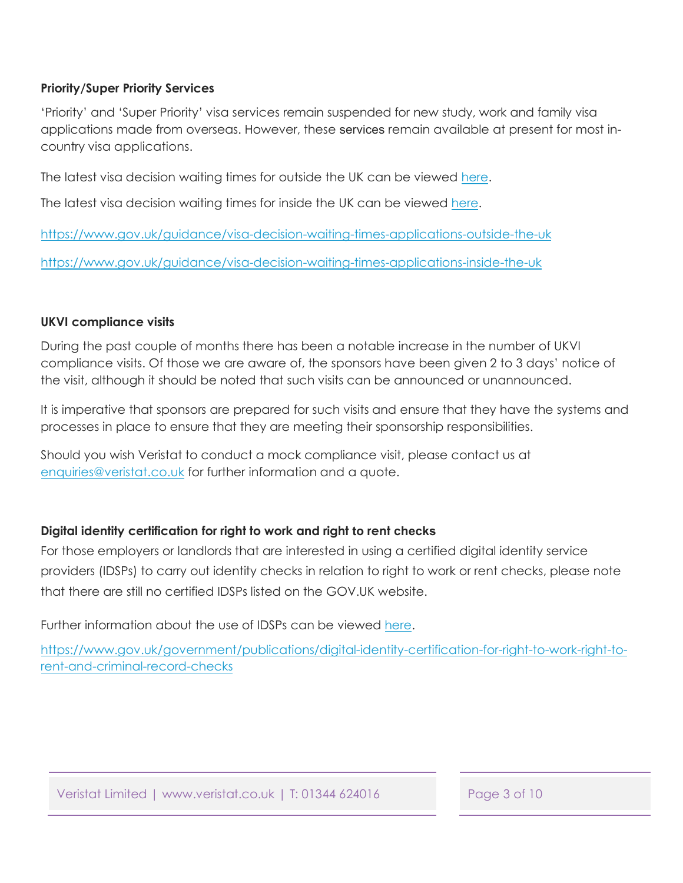**Priority/Super Priority Services**

'Priority' and 'Super Priority' visa services remain suspended for new study, work and family visa applications made from overseas. However, these services remain available at present for most in-country visa applications.

The latest visa decision waiting times for outside the UK can be viewed [here](https://www.gov.uk/guidance/visa-decision-waiting-times-applications-outside-the-uk).

The latest visa decision waiting times for inside the UK can be viewed [here](https://www.gov.uk/guidance/visa-decision-waiting-times-applications-inside-the-uk).

https://www.gov.uk/guidance/visa-decision-waiting-times-applications-outside-the-uk

https://www.gov.uk/guidance/visa-decision-waiting-times-applications-inside-the-uk

**UKVI compliance visits**

During the past couple of months there has been a notable increase in the number of UKVI compliance visits. Of those we are aware of, the sponsors have been given 2 to 3 days' notice of the visit, although it should be noted that such visits can be announced or unannounced.

It is imperative that sponsors are prepared for such visits and ensure that they have the systems and processes in place to ensure that they are meeting their sponsorship responsibilities.

Should you wish Veristat to conduct a mock compliance visit, please contact us at enquiries@veristat.co.uk for further information and a quote.

**Digital identity certification for right to work and right to rent checks**

For those employers or landlords that are interested in using a certified digital identity service providers (IDSPs) to carry out identity checks in relation to right to work or rent checks, please note that there are still no certified IDSPs listed on the GOV.UK website.

Further information about the use of IDSPs can be viewed [here](https://www.gov.uk/government/publications/digital-identity-certification-for-right-to-work-right-to-rent-and-criminal-record-checks).

https://www.gov.uk/government/publications/digital-identity-certification-for-right-to-work-right-to-rent-and-criminal-record-checks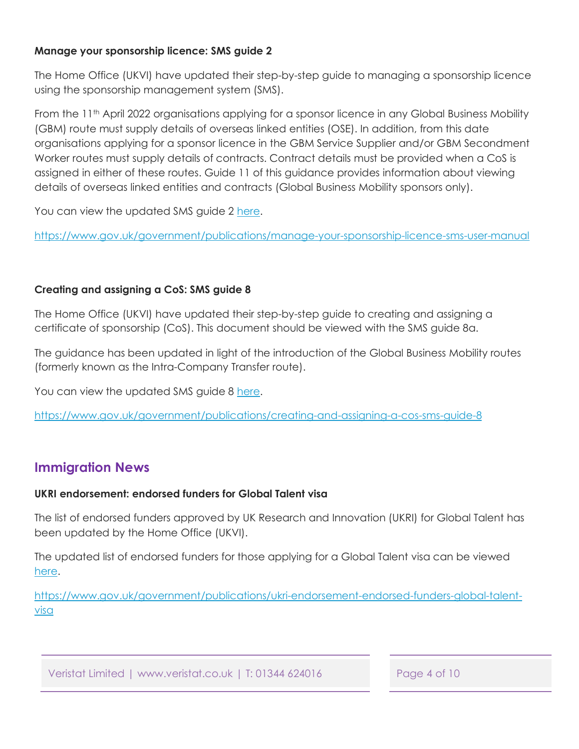**Manage your sponsorship licence: SMS guide 2**

The Home Office (UKVI) have updated their step-by-step guide to managing a sponsorship licence using the sponsorship management system (SMS).

From the 11th April 2022 organisations applying for a sponsor licence in any Global Business Mobility (GBM) route must supply details of overseas linked entities (OSE). In addition, from this date organisations applying for a sponsor licence in the GBM Service Supplier and/or GBM Secondment Worker routes must supply details of contracts. Contract details must be provided when a CoS is assigned in either of these routes. Guide 11 of this guidance provides information about viewing details of overseas linked entities and contracts (Global Business Mobility sponsors only).

You can view the updated SMS guide 2 [here](https://www.gov.uk/government/publications/manage-your-sponsorship-licence-sms-user-manual).

https://www.gov.uk/government/publications/manage-your-sponsorship-licence-sms-user-manual

**Creating and assigning a CoS: SMS guide 8**

The Home Office (UKVI) have updated their step-by-step guide to creating and assigning a certificate of sponsorship (CoS). This document should be viewed with the SMS guide 8a.

The guidance has been updated in light of the introduction of the Global Business Mobility routes (formerly known as the Intra-Company Transfer route).

You can view the updated SMS guide 8 [here](https://www.gov.uk/government/publications/creating-and-assigning-a-cos-sms-guide-8).

https://www.gov.uk/government/publications/creating-and-assigning-a-cos-sms-guide-8

## Immigration News

**UKRI endorsement: endorsed funders for Global Talent visa**

The list of endorsed funders approved by UK Research and Innovation (UKRI) for Global Talent has been updated by the Home Office (UKVI).

The updated list of endorsed funders for those applying for a Global Talent visa can be viewed [here](https://www.gov.uk/government/publications/ukri-endorsement-endorsed-funders-global-talent-visa).

https://www.gov.uk/government/publications/ukri-endorsement-endorsed-funders-global-talent-visa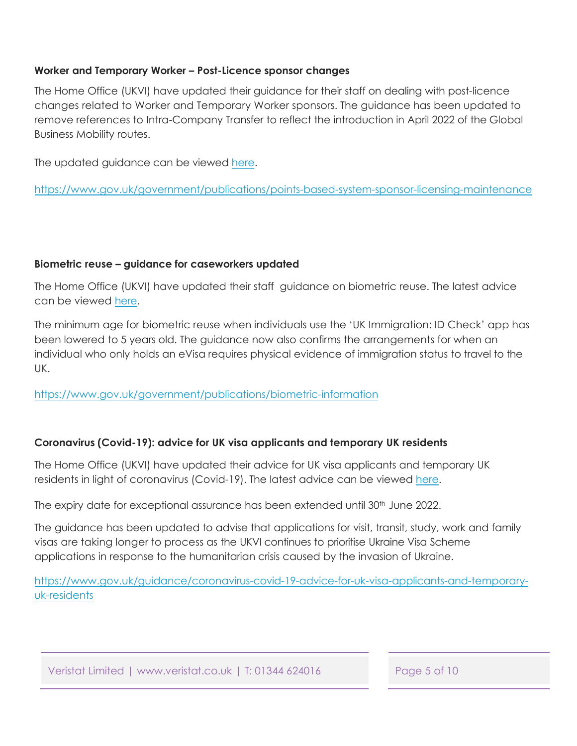**Worker and Temporary Worker – Post-Licence sponsor changes**

The Home Office (UKVI) have updated their guidance for their staff on dealing with post-licence changes related to Worker and Temporary Worker sponsors. The guidance has been updated to remove references to Intra-Company Transfer to reflect the introduction in April 2022 of the Global Business Mobility routes.

The updated guidance can be viewed here.

https://www.gov.uk/government/publications/points-based-system-sponsor-licensing-maintenance

**Biometric reuse – guidance for caseworkers updated**

The Home Office (UKVI) have updated their staff guidance on biometric reuse. The latest advice can be viewed here.

The minimum age for biometric reuse when individuals use the 'UK Immigration: ID Check' app has been lowered to 5 years old. The guidance now also confirms the arrangements for when an individual who only holds an eVisa requires physical evidence of immigration status to travel to the UK.

https://www.gov.uk/government/publications/biometric-information

**Coronavirus (Covid-19): advice for UK visa applicants and temporary UK residents**

The Home Office (UKVI) have updated their advice for UK visa applicants and temporary UK residents in light of coronavirus (Covid-19). The latest advice can be viewed here.

The expiry date for exceptional assurance has been extended until 30th June 2022.

The guidance has been updated to advise that applications for visit, transit, study, work and family visas are taking longer to process as the UKVI continues to prioritise Ukraine Visa Scheme applications in response to the humanitarian crisis caused by the invasion of Ukraine.

https://www.gov.uk/guidance/coronavirus-covid-19-advice-for-uk-visa-applicants-and-temporary-uk-residents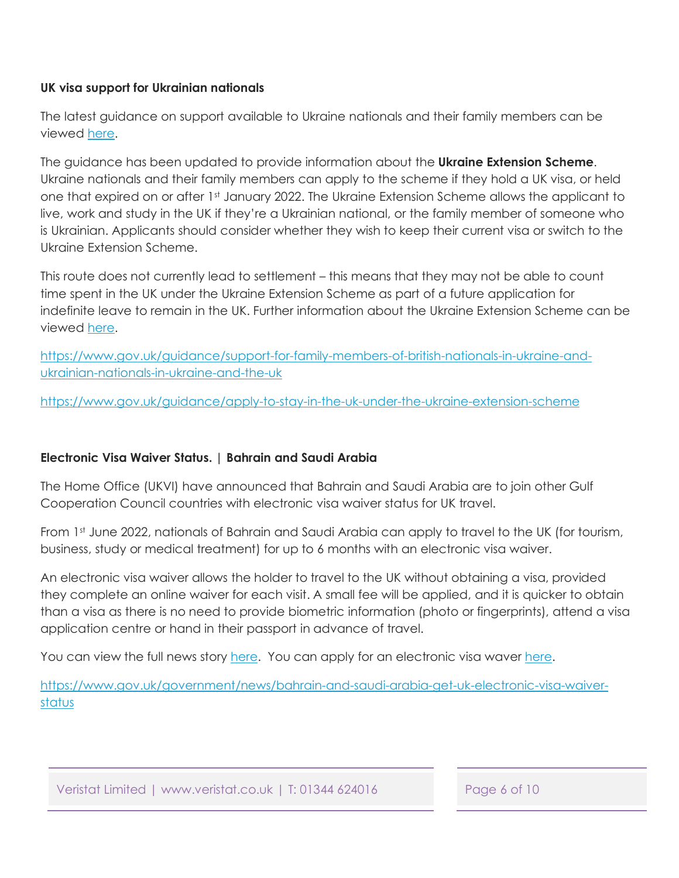**UK visa support for Ukrainian nationals**

The latest guidance on support available to Ukraine nationals and their family members can be viewed [here](https://www.gov.uk/guidance/support-for-family-members-of-british-nationals-in-ukraine-and-ukrainian-nationals-in-ukraine-and-the-uk).

The guidance has been updated to provide information about the **Ukraine Extension Scheme**. Ukraine nationals and their family members can apply to the scheme if they hold a UK visa, or held one that expired on or after 1st January 2022. The Ukraine Extension Scheme allows the applicant to live, work and study in the UK if they're a Ukrainian national, or the family member of someone who is Ukrainian. Applicants should consider whether they wish to keep their current visa or switch to the Ukraine Extension Scheme.

This route does not currently lead to settlement – this means that they may not be able to count time spent in the UK under the Ukraine Extension Scheme as part of a future application for indefinite leave to remain in the UK. Further information about the Ukraine Extension Scheme can be viewed [here](https://www.gov.uk/guidance/apply-to-stay-in-the-uk-under-the-ukraine-extension-scheme).

https://www.gov.uk/guidance/support-for-family-members-of-british-nationals-in-ukraine-and-ukrainian-nationals-in-ukraine-and-the-uk

https://www.gov.uk/guidance/apply-to-stay-in-the-uk-under-the-ukraine-extension-scheme

**Electronic Visa Waiver Status. | Bahrain and Saudi Arabia**

The Home Office (UKVI) have announced that Bahrain and Saudi Arabia are to join other Gulf Cooperation Council countries with electronic visa waiver status for UK travel.

From 1st June 2022, nationals of Bahrain and Saudi Arabia can apply to travel to the UK (for tourism, business, study or medical treatment) for up to 6 months with an electronic visa waiver.

An electronic visa waiver allows the holder to travel to the UK without obtaining a visa, provided they complete an online waiver for each visit. A small fee will be applied, and it is quicker to obtain than a visa as there is no need to provide biometric information (photo or fingerprints), attend a visa application centre or hand in their passport in advance of travel.

You can view the full news story [here](https://www.gov.uk/government/news/bahrain-and-saudi-arabia-get-uk-electronic-visa-waiver-status). You can apply for an electronic visa waver here.

https://www.gov.uk/government/news/bahrain-and-saudi-arabia-get-uk-electronic-visa-waiver-status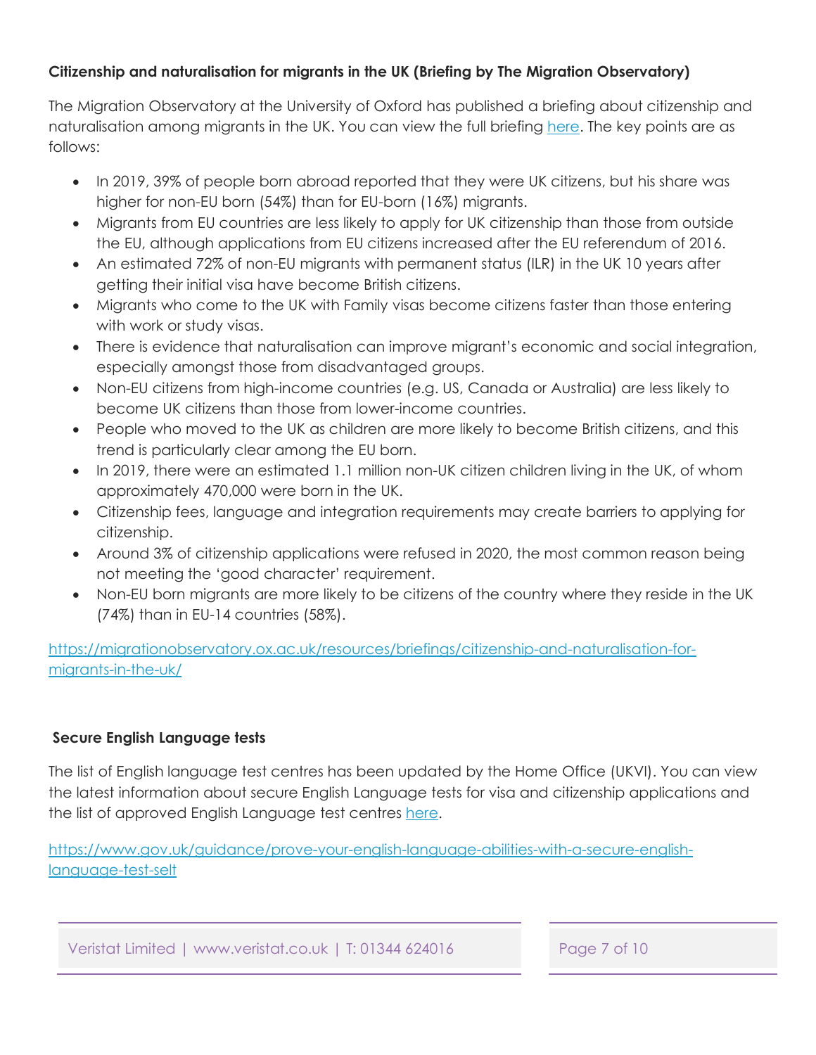**Citizenship and naturalisation for migrants in the UK (Briefing by The Migration Observatory)**

The Migration Observatory at the University of Oxford has published a briefing about citizenship and naturalisation among migrants in the UK. You can view the full briefing here. The key points are as follows:

- In 2019, 39% of people born abroad reported that they were UK citizens, but his share was higher for non-EU born (54%) than for EU-born (16%) migrants.
- Migrants from EU countries are less likely to apply for UK citizenship than those from outside the EU, although applications from EU citizens increased after the EU referendum of 2016.
- An estimated 72% of non-EU migrants with permanent status (ILR) in the UK 10 years after getting their initial visa have become British citizens.
- Migrants who come to the UK with Family visas become citizens faster than those entering with work or study visas.
- There is evidence that naturalisation can improve migrant's economic and social integration, especially amongst those from disadvantaged groups.
- Non-EU citizens from high-income countries (e.g. US, Canada or Australia) are less likely to become UK citizens than those from lower-income countries.
- People who moved to the UK as children are more likely to become British citizens, and this trend is particularly clear among the EU born.
- In 2019, there were an estimated 1.1 million non-UK citizen children living in the UK, of whom approximately 470,000 were born in the UK.
- Citizenship fees, language and integration requirements may create barriers to applying for citizenship.
- Around 3% of citizenship applications were refused in 2020, the most common reason being not meeting the 'good character' requirement.
- Non-EU born migrants are more likely to be citizens of the country where they reside in the UK (74%) than in EU-14 countries (58%).

https://migrationobservatory.ox.ac.uk/resources/briefings/citizenship-and-naturalisation-for-migrants-in-the-uk/

**Secure English Language tests**

The list of English language test centres has been updated by the Home Office (UKVI). You can view the latest information about secure English Language tests for visa and citizenship applications and the list of approved English Language test centres here.

https://www.gov.uk/guidance/prove-your-english-language-abilities-with-a-secure-english-language-test-selt

Veristat Limited | www.veristat.co.uk | T: 01344 624016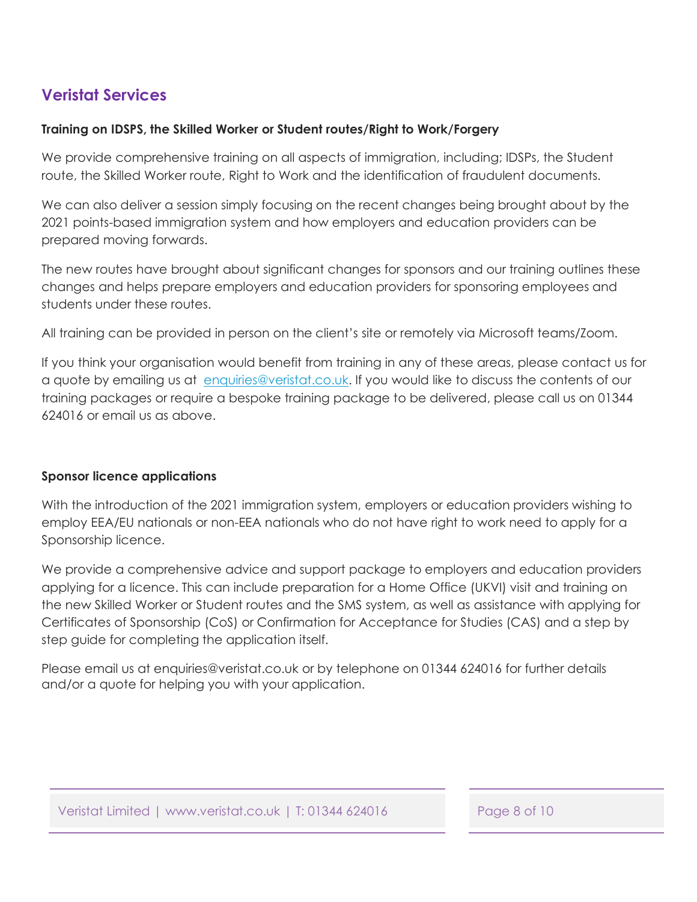## Veristat Services

**Training on IDSPS, the Skilled Worker or Student routes/Right to Work/Forgery**

We provide comprehensive training on all aspects of immigration, including; IDSPs, the Student route, the Skilled Worker route, Right to Work and the identification of fraudulent documents.

We can also deliver a session simply focusing on the recent changes being brought about by the 2021 points-based immigration system and how employers and education providers can be prepared moving forwards.

The new routes have brought about significant changes for sponsors and our training outlines these changes and helps prepare employers and education providers for sponsoring employees and students under these routes.

All training can be provided in person on the client's site or remotely via Microsoft teams/Zoom.

If you think your organisation would benefit from training in any of these areas, please contact us for a quote by emailing us at [enquiries@veristat.co.uk](mailto:enquiries@veristat.co.uk). If you would like to discuss the contents of our training packages or require a bespoke training package to be delivered, please call us on 01344 624016 or email us as above.

**Sponsor licence applications**

With the introduction of the 2021 immigration system, employers or education providers wishing to employ EEA/EU nationals or non-EEA nationals who do not have right to work need to apply for a Sponsorship licence.

We provide a comprehensive advice and support package to employers and education providers applying for a licence. This can include preparation for a Home Office (UKVI) visit and training on the new Skilled Worker or Student routes and the SMS system, as well as assistance with applying for Certificates of Sponsorship (CoS) or Confirmation for Acceptance for Studies (CAS) and a step by step guide for completing the application itself.

Please email us at enquiries@veristat.co.uk or by telephone on 01344 624016 for further details and/or a quote for helping you with your application.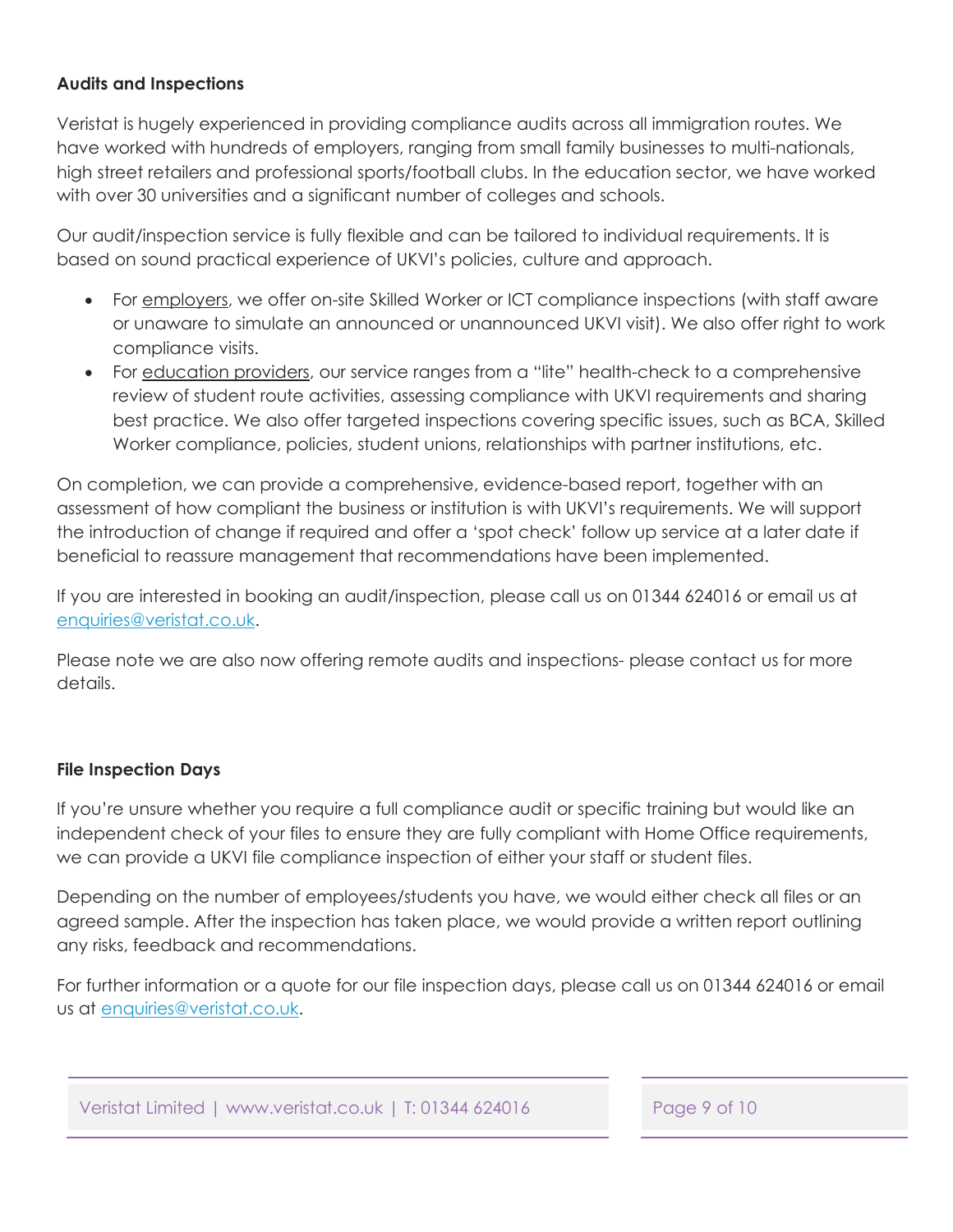**Audits and Inspections**

Veristat is hugely experienced in providing compliance audits across all immigration routes. We have worked with hundreds of employers, ranging from small family businesses to multi-nationals, high street retailers and professional sports/football clubs. In the education sector, we have worked with over 30 universities and a significant number of colleges and schools.

Our audit/inspection service is fully flexible and can be tailored to individual requirements. It is based on sound practical experience of UKVI's policies, culture and approach.

- For employers, we offer on-site Skilled Worker or ICT compliance inspections (with staff aware or unaware to simulate an announced or unannounced UKVI visit). We also offer right to work compliance visits.
- For education providers, our service ranges from a "lite" health-check to a comprehensive review of student route activities, assessing compliance with UKVI requirements and sharing best practice. We also offer targeted inspections covering specific issues, such as BCA, Skilled Worker compliance, policies, student unions, relationships with partner institutions, etc.

On completion, we can provide a comprehensive, evidence-based report, together with an assessment of how compliant the business or institution is with UKVI's requirements. We will support the introduction of change if required and offer a 'spot check' follow up service at a later date if beneficial to reassure management that recommendations have been implemented.

If you are interested in booking an audit/inspection, please call us on 01344 624016 or email us at enquiries@veristat.co.uk.

Please note we are also now offering remote audits and inspections- please contact us for more details.

**File Inspection Days**

If you're unsure whether you require a full compliance audit or specific training but would like an independent check of your files to ensure they are fully compliant with Home Office requirements, we can provide a UKVI file compliance inspection of either your staff or student files.

Depending on the number of employees/students you have, we would either check all files or an agreed sample. After the inspection has taken place, we would provide a written report outlining any risks, feedback and recommendations.

For further information or a quote for our file inspection days, please call us on 01344 624016 or email us at enquiries@veristat.co.uk.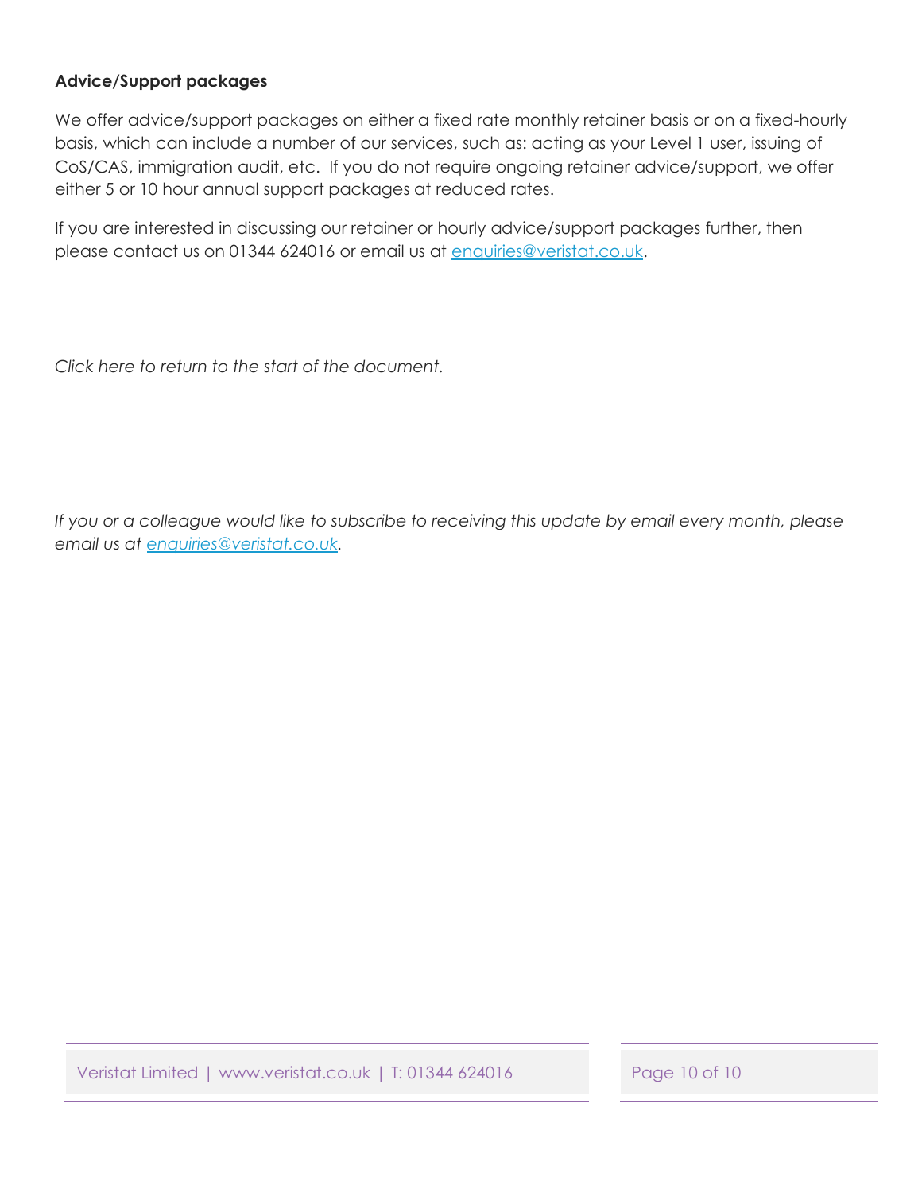**Advice/Support packages**

We offer advice/support packages on either a fixed rate monthly retainer basis or on a fixed-hourly basis, which can include a number of our services, such as: acting as your Level 1 user, issuing of CoS/CAS, immigration audit, etc. If you do not require ongoing retainer advice/support, we offer either 5 or 10 hour annual support packages at reduced rates.

If you are interested in discussing our retainer or hourly advice/support packages further, then please contact us on 01344 624016 or email us at enquiries@veristat.co.uk.

*Click here to return to the start of the document.*

*If you or a colleague would like to subscribe to receiving this update by email every month, please email us at enquiries@veristat.co.uk.*